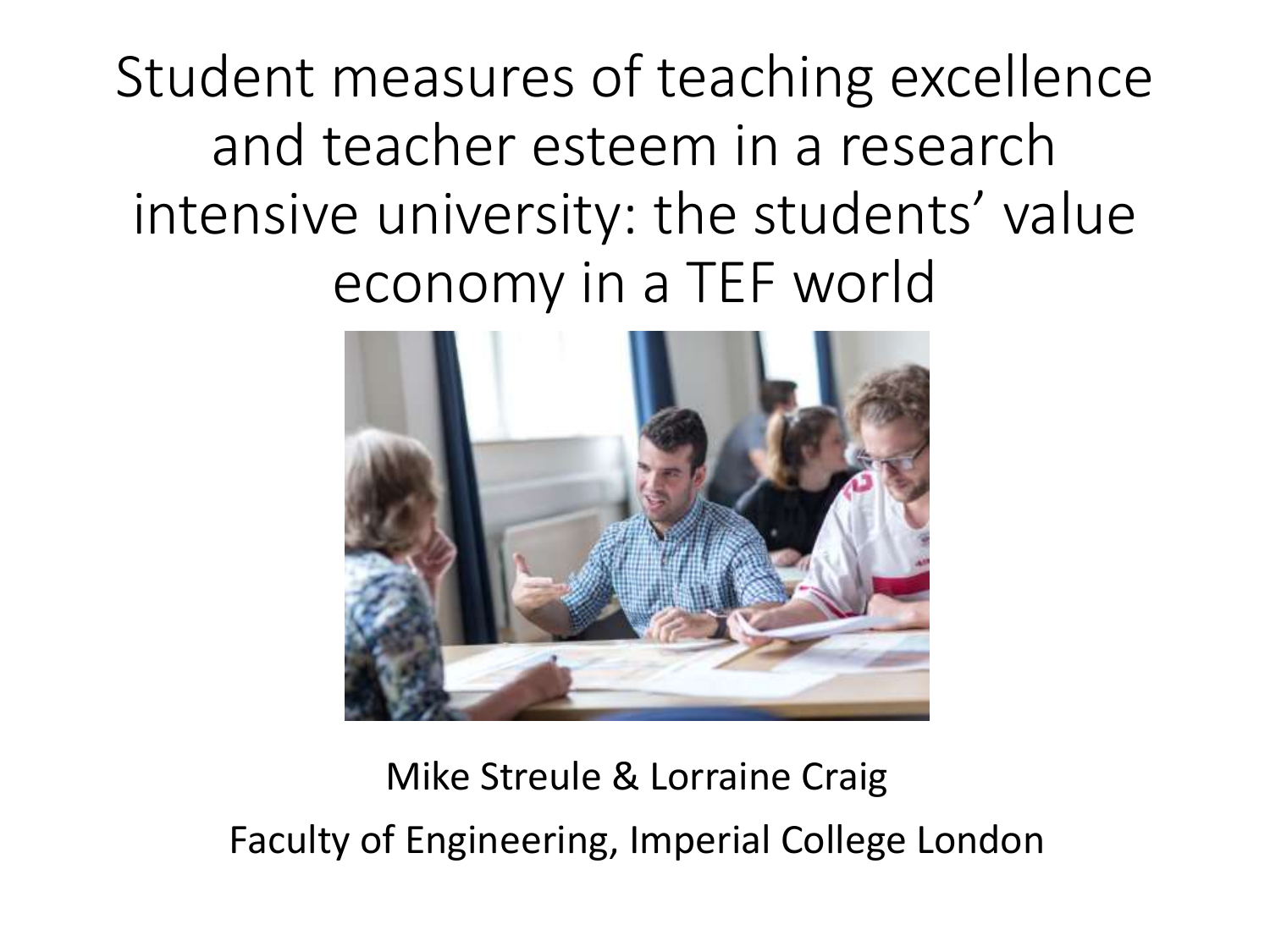# Student measures of teaching excellence and teacher esteem in a research intensive university: the students' value economy in a TEF world

Mike Streule & Lorraine Craig

Faculty of Engineering, Imperial College London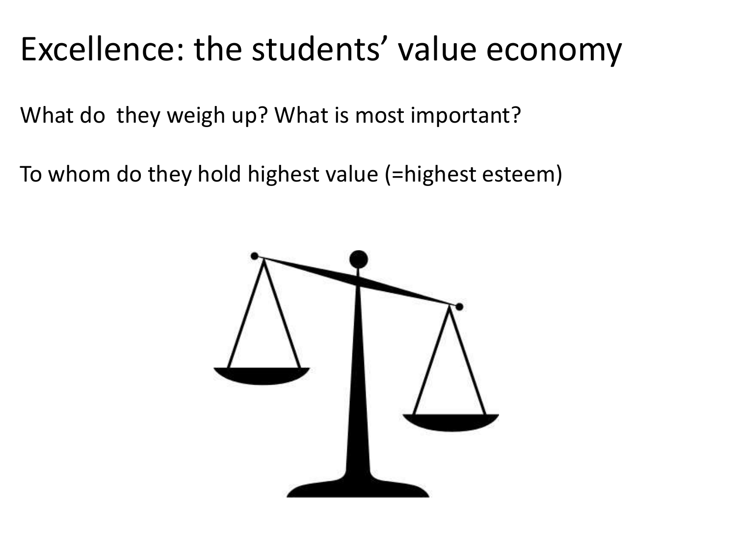# Excellence: the students' value economy

What do  they weigh up? What is most important?

To whom do they hold highest value (=highest esteem)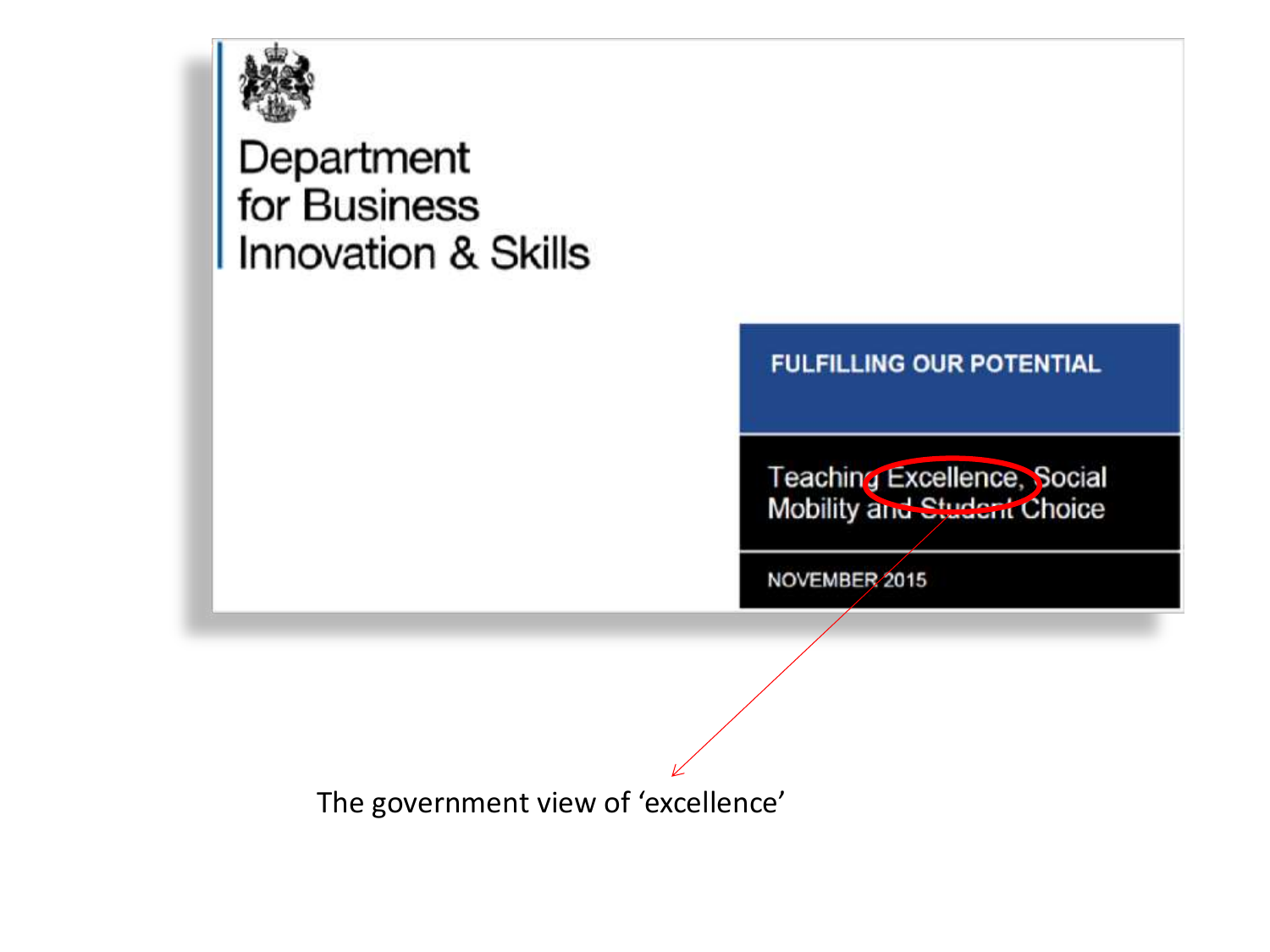Department
for Business
Innovation & Skills

FULFILLING OUR POTENTIAL

Teaching Excellence, Social Mobility and Student Choice

NOVEMBER 2015

The government view of ‘excellence’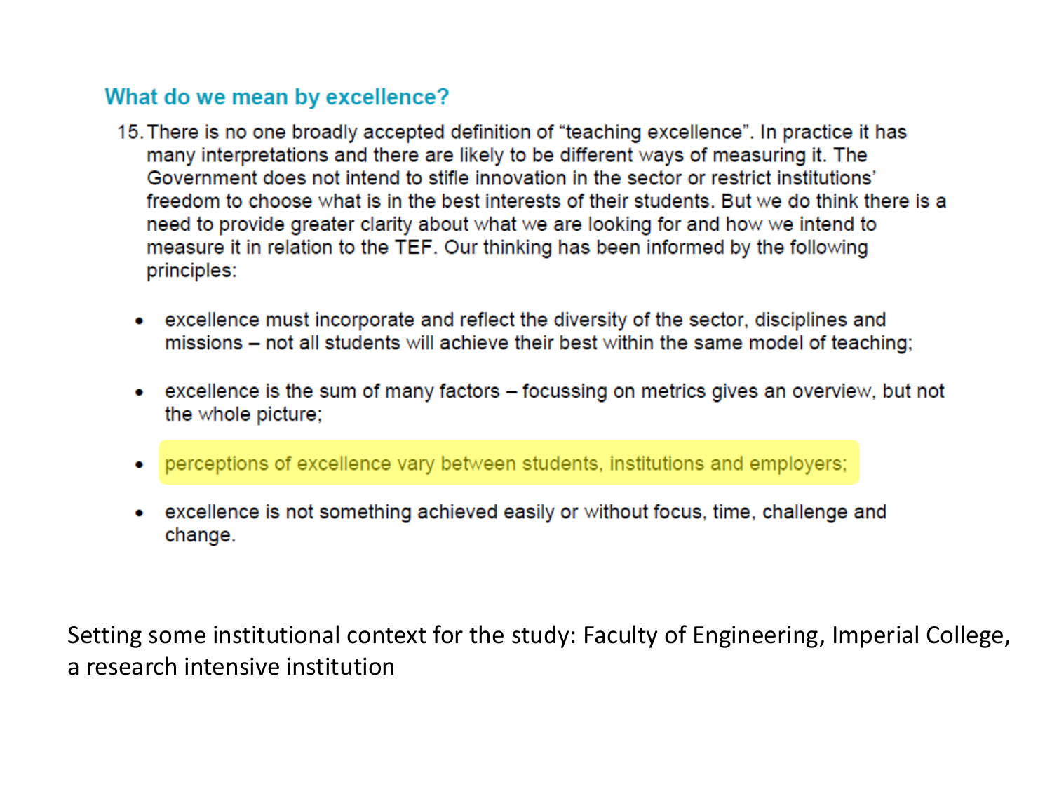## What do we mean by excellence?

15. There is no one broadly accepted definition of "teaching excellence". In practice it has many interpretations and there are likely to be different ways of measuring it. The Government does not intend to stifle innovation in the sector or restrict institutions' freedom to choose what is in the best interests of their students. But we do think there is a need to provide greater clarity about what we are looking for and how we intend to measure it in relation to the TEF. Our thinking has been informed by the following principles:

- excellence must incorporate and reflect the diversity of the sector, disciplines and missions – not all students will achieve their best within the same model of teaching;
- excellence is the sum of many factors – focussing on metrics gives an overview, but not the whole picture;
- perceptions of excellence vary between students, institutions and employers;
- excellence is not something achieved easily or without focus, time, challenge and change.

Setting some institutional context for the study: Faculty of Engineering, Imperial College, a research intensive institution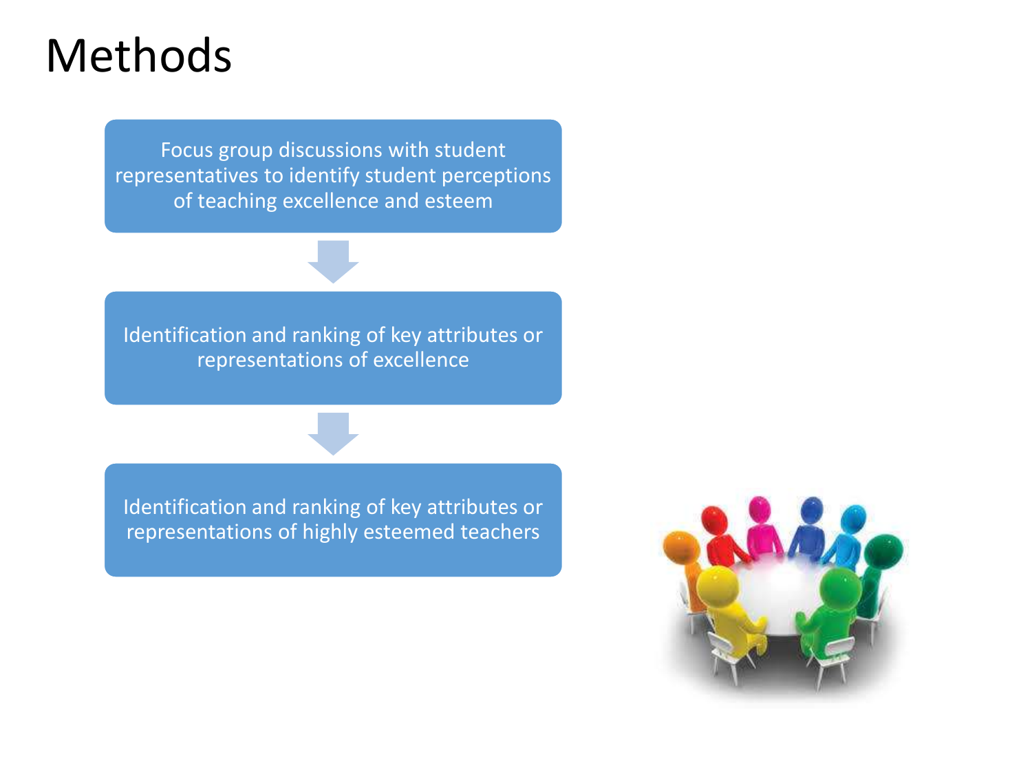# Methods

Focus group discussions with student representatives to identify student perceptions of teaching excellence and esteem

Identification and ranking of key attributes or representations of excellence

Identification and ranking of key attributes or representations of highly esteemed teachers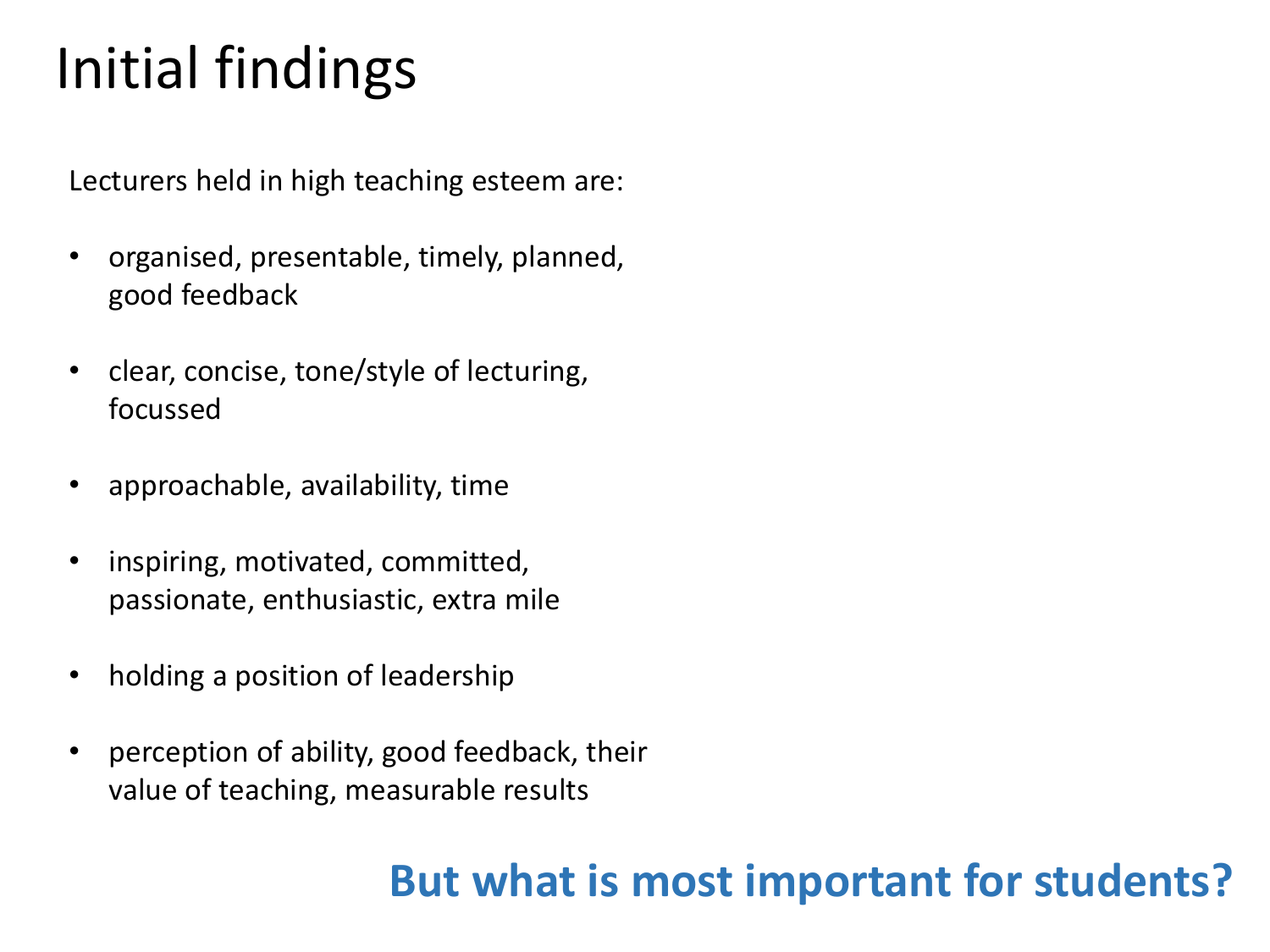# Initial findings

Lecturers held in high teaching esteem are:

- organised, presentable, timely, planned, good feedback
- clear, concise, tone/style of lecturing, focussed
- approachable, availability, time
- inspiring, motivated, committed, passionate, enthusiastic, extra mile
- holding a position of leadership
- perception of ability, good feedback, their value of teaching, measurable results

**But what is most important for students?**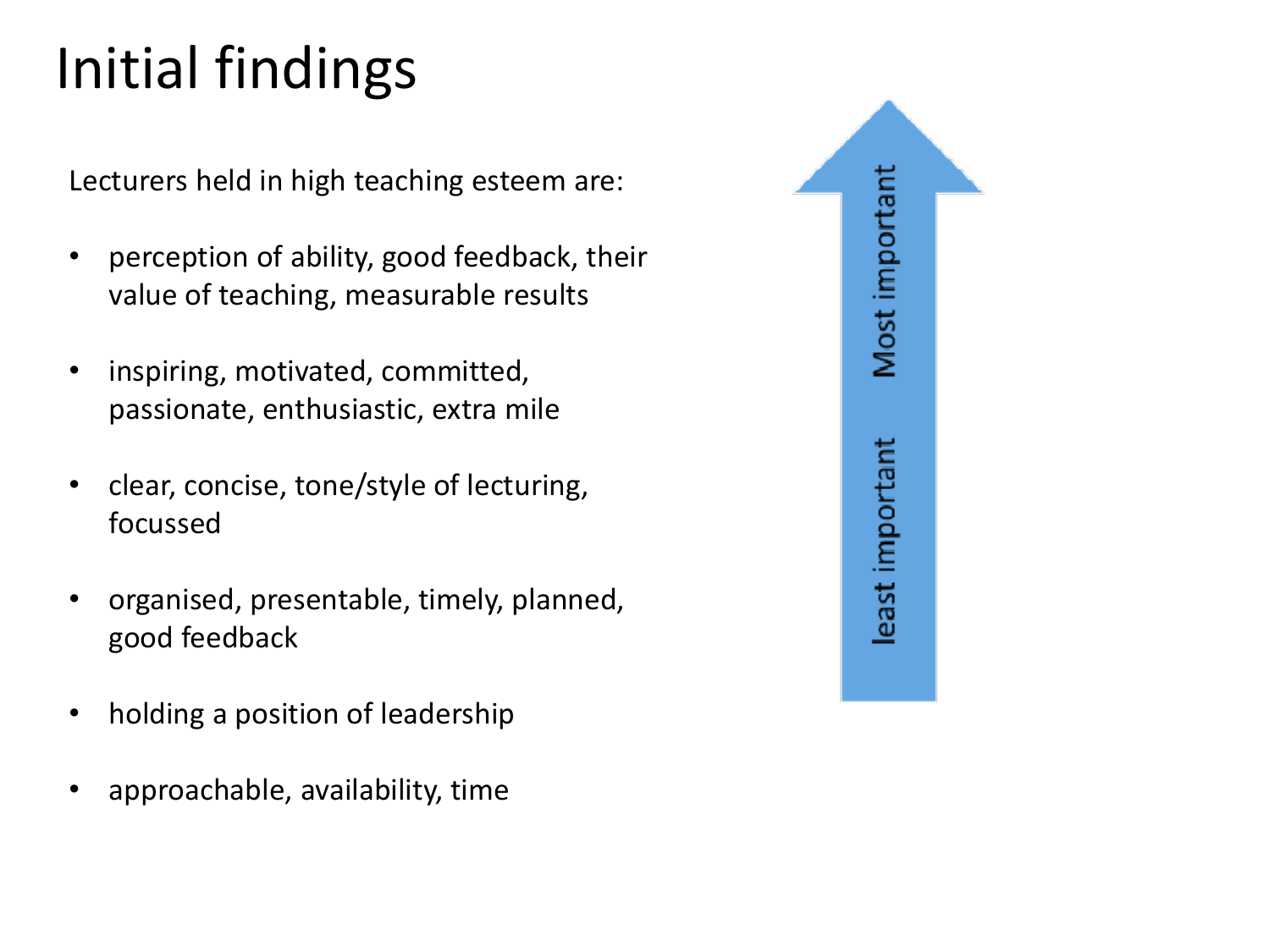# Initial findings

Lecturers held in high teaching esteem are:

- perception of ability, good feedback, their value of teaching, measurable results
- inspiring, motivated, committed, passionate, enthusiastic, extra mile
- clear, concise, tone/style of lecturing, focussed
- organised, presentable, timely, planned, good feedback
- holding a position of leadership
- approachable, availability, time

Most important

least important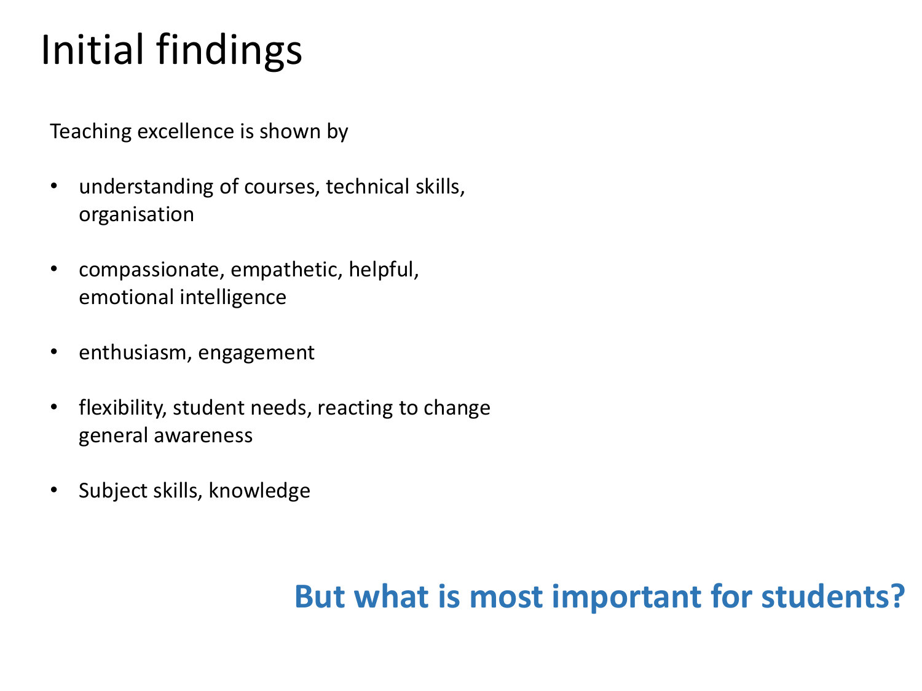# Initial findings

Teaching excellence is shown by

- understanding of courses, technical skills, organisation
- compassionate, empathetic, helpful, emotional intelligence
- enthusiasm, engagement
- flexibility, student needs, reacting to change general awareness
- Subject skills, knowledge

**But what is most important for students?**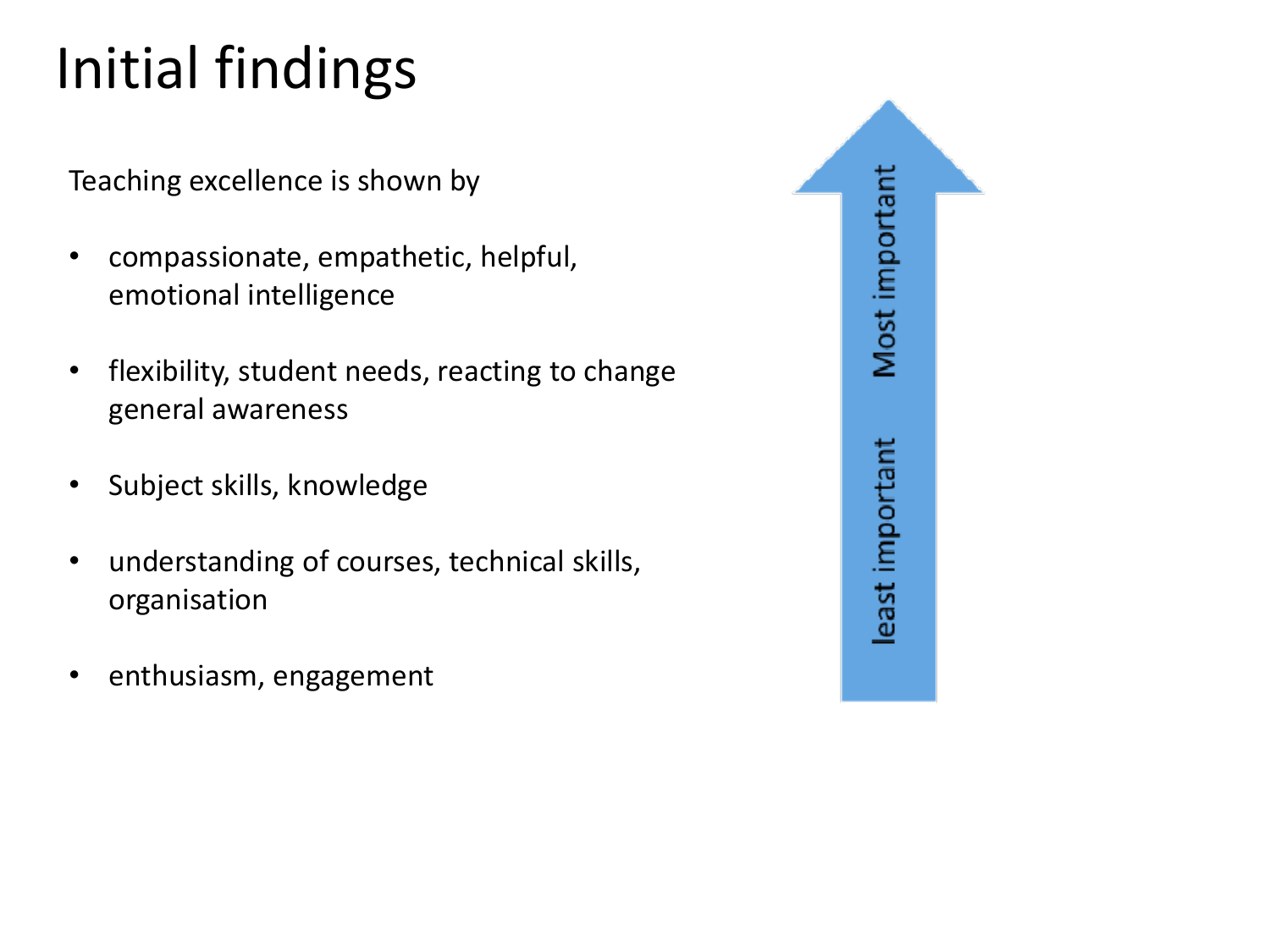# Initial findings

Teaching excellence is shown by

- compassionate, empathetic, helpful, emotional intelligence
- flexibility, student needs, reacting to change general awareness
- Subject skills, knowledge
- understanding of courses, technical skills, organisation
- enthusiasm, engagement

Most important

least important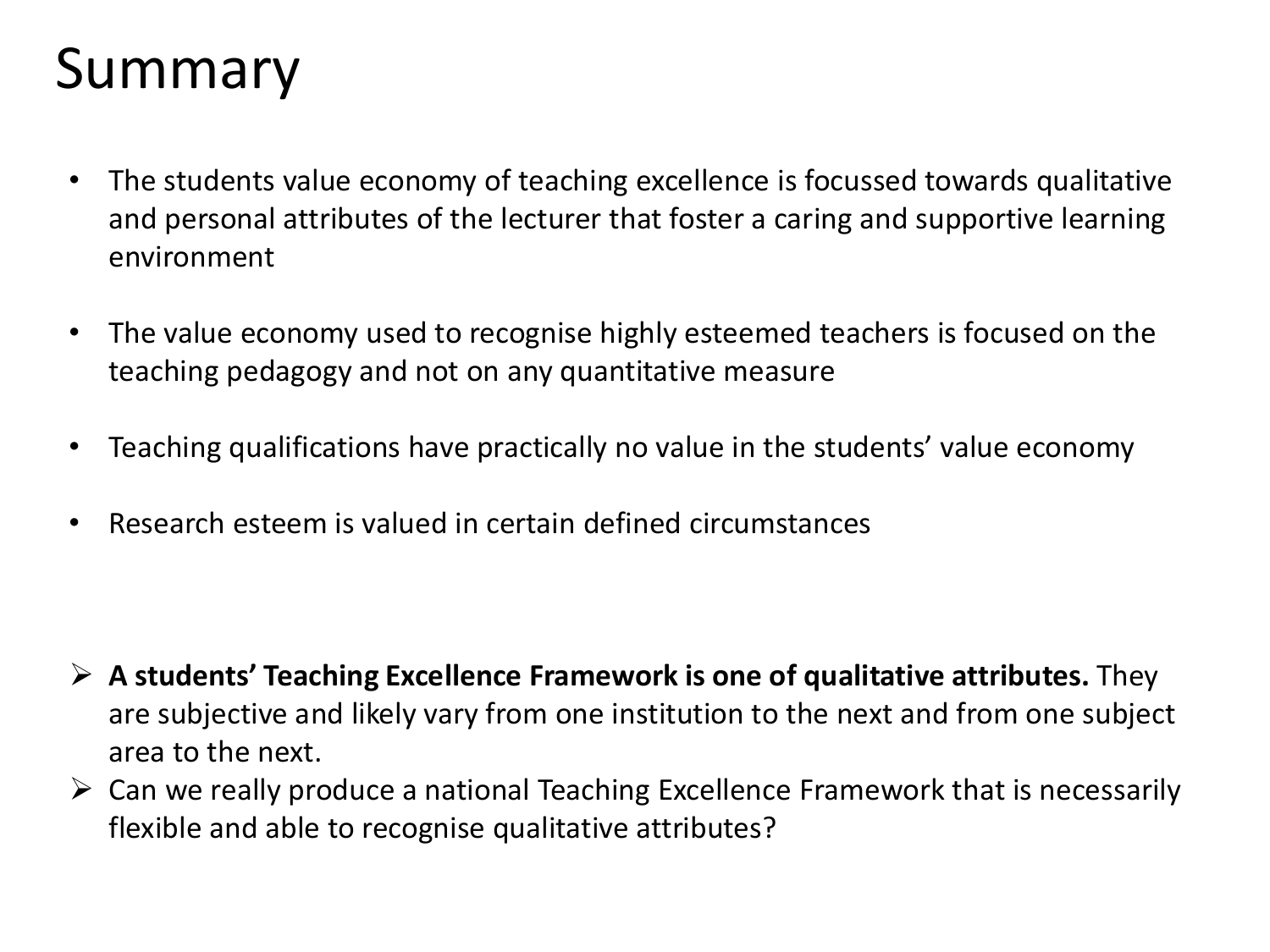# Summary

- The students value economy of teaching excellence is focussed towards qualitative and personal attributes of the lecturer that foster a caring and supportive learning environment

- The value economy used to recognise highly esteemed teachers is focused on the teaching pedagogy and not on any quantitative measure

- Teaching qualifications have practically no value in the students' value economy

- Research esteem is valued in certain defined circumstances

- **A students' Teaching Excellence Framework is one of qualitative attributes.** They are subjective and likely vary from one institution to the next and from one subject area to the next.
- Can we really produce a national Teaching Excellence Framework that is necessarily flexible and able to recognise qualitative attributes?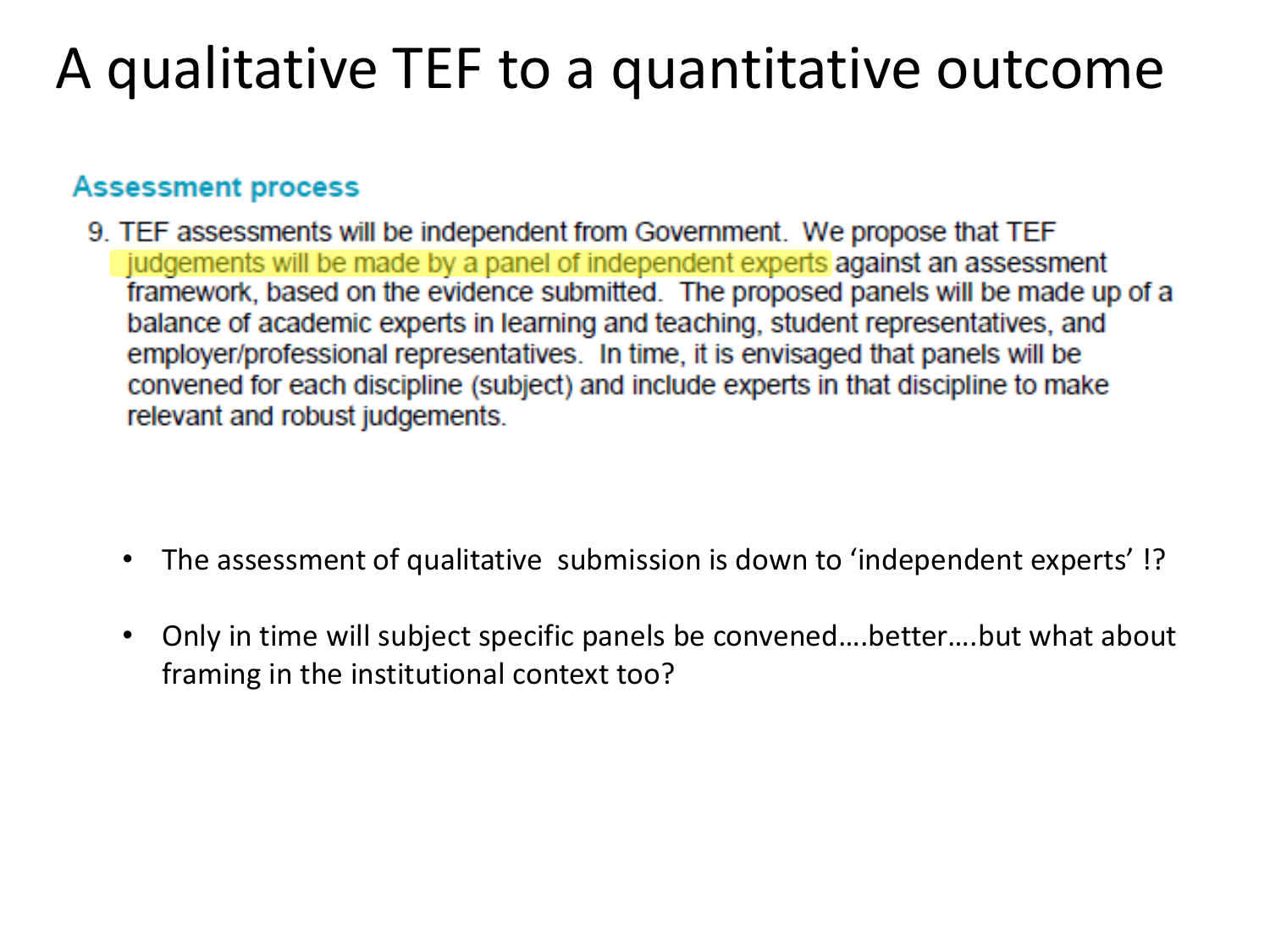# A qualitative TEF to a quantitative outcome

## Assessment process

9. TEF assessments will be independent from Government. We propose that TEF judgements will be made by a panel of independent experts against an assessment framework, based on the evidence submitted. The proposed panels will be made up of a balance of academic experts in learning and teaching, student representatives, and employer/professional representatives. In time, it is envisaged that panels will be convened for each discipline (subject) and include experts in that discipline to make relevant and robust judgements.

- The assessment of qualitative submission is down to 'independent experts' !?
- Only in time will subject specific panels be convened….better….but what about framing in the institutional context too?